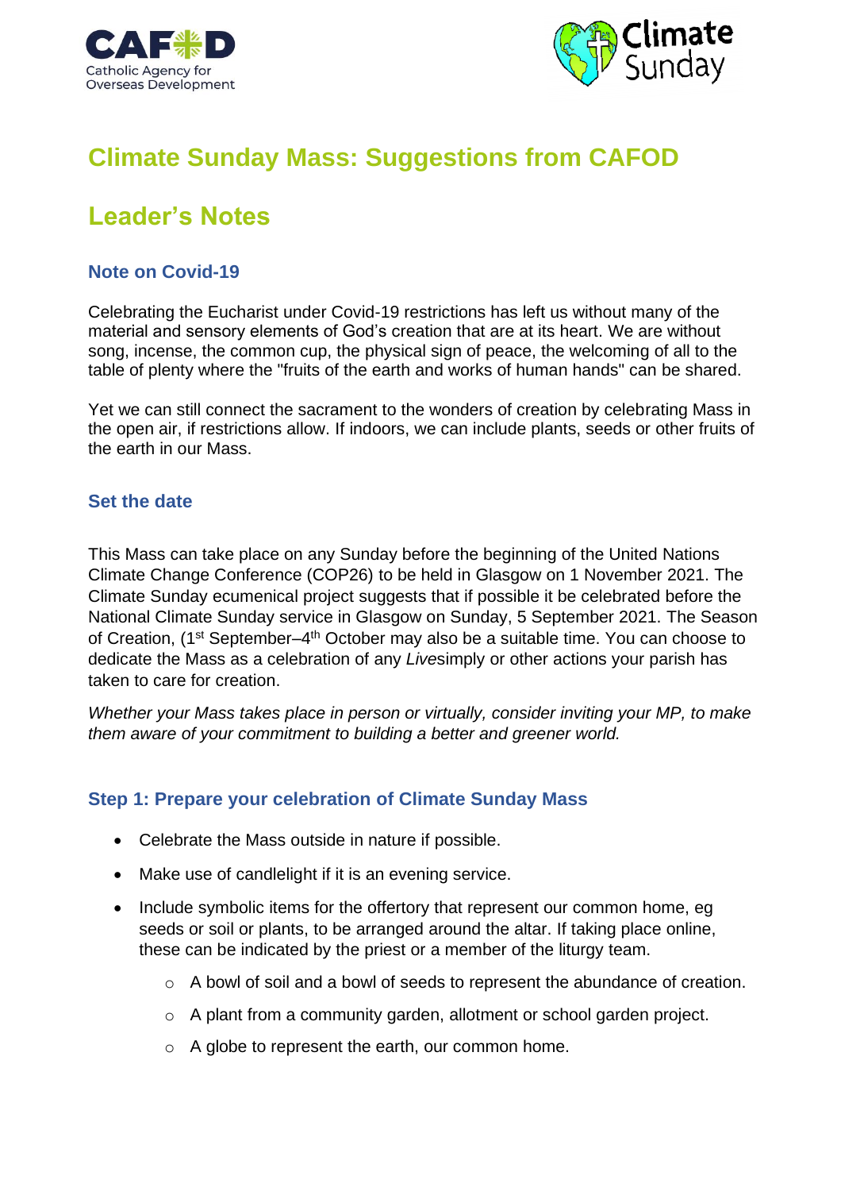# Climate Sunday Mass: Suggestions from CAFOD

# Leader's Notes

### Note on Covid-19

Celebrating the Eucharist under Covid-19 restrictions has left us without many of the material and sensory elements of God's creation that are at its heart. We are without song, incense, the common cup, the physical sign of peace, the welcoming of all to the table of plenty where the "fruits of the earth and works of human hands" can be shared.

Yet we can still connect the sacrament to the wonders of creation by celebrating Mass in the open air, if restrictions allow. If indoors, we can include plants, seeds or other fruits of the earth in our Mass.

### Set the date

This Mass can take place on any Sunday before the beginning of the United Nations Climate Change Conference (COP26) to be held in Glasgow on 1 November 2021. The Climate Sunday ecumenical project suggests that if possible it be celebrated before the National Climate Sunday service in Glasgow on Sunday, 5 September 2021. The Season of Creation, (1st September–4th October may also be a suitable time. You can choose to dedicate the Mass as a celebration of any *Live*simply or other actions your parish has taken to care for creation.

*Whether your Mass takes place in person or virtually, consider inviting your MP, to make them aware of your commitment to building a better and greener world.*

### Step 1: Prepare your celebration of Climate Sunday Mass

- Celebrate the Mass outside in nature if possible.
- Make use of candlelight if it is an evening service.
- Include symbolic items for the offertory that represent our common home, eg seeds or soil or plants, to be arranged around the altar. If taking place online, these can be indicated by the priest or a member of the liturgy team.
  - A bowl of soil and a bowl of seeds to represent the abundance of creation.
  - A plant from a community garden, allotment or school garden project.
  - A globe to represent the earth, our common home.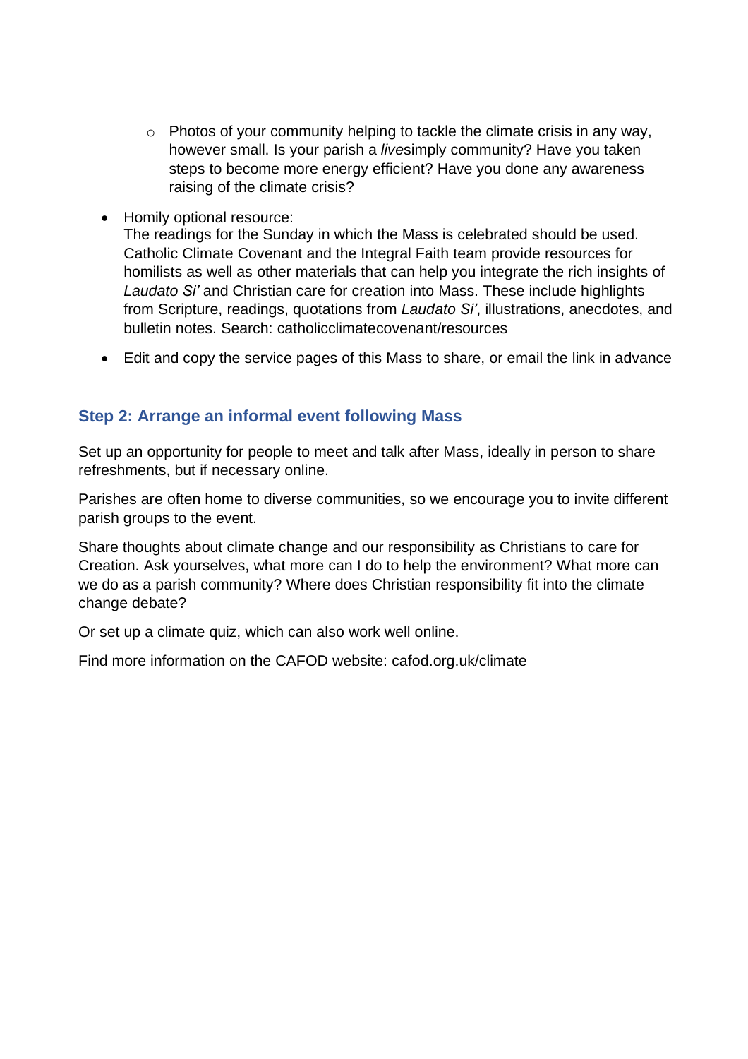- Photos of your community helping to tackle the climate crisis in any way, however small. Is your parish a *live*simply community? Have you taken steps to become more energy efficient? Have you done any awareness raising of the climate crisis?

- Homily optional resource:
  The readings for the Sunday in which the Mass is celebrated should be used. Catholic Climate Covenant and the Integral Faith team provide resources for homilists as well as other materials that can help you integrate the rich insights of *Laudato Si'* and Christian care for creation into Mass. These include highlights from Scripture, readings, quotations from *Laudato Si'*, illustrations, anecdotes, and bulletin notes. Search: catholicclimatecovenant/resources

- Edit and copy the service pages of this Mass to share, or email the link in advance

### Step 2: Arrange an informal event following Mass

Set up an opportunity for people to meet and talk after Mass, ideally in person to share refreshments, but if necessary online.

Parishes are often home to diverse communities, so we encourage you to invite different parish groups to the event.

Share thoughts about climate change and our responsibility as Christians to care for Creation. Ask yourselves, what more can I do to help the environment? What more can we do as a parish community? Where does Christian responsibility fit into the climate change debate?

Or set up a climate quiz, which can also work well online.

Find more information on the CAFOD website: cafod.org.uk/climate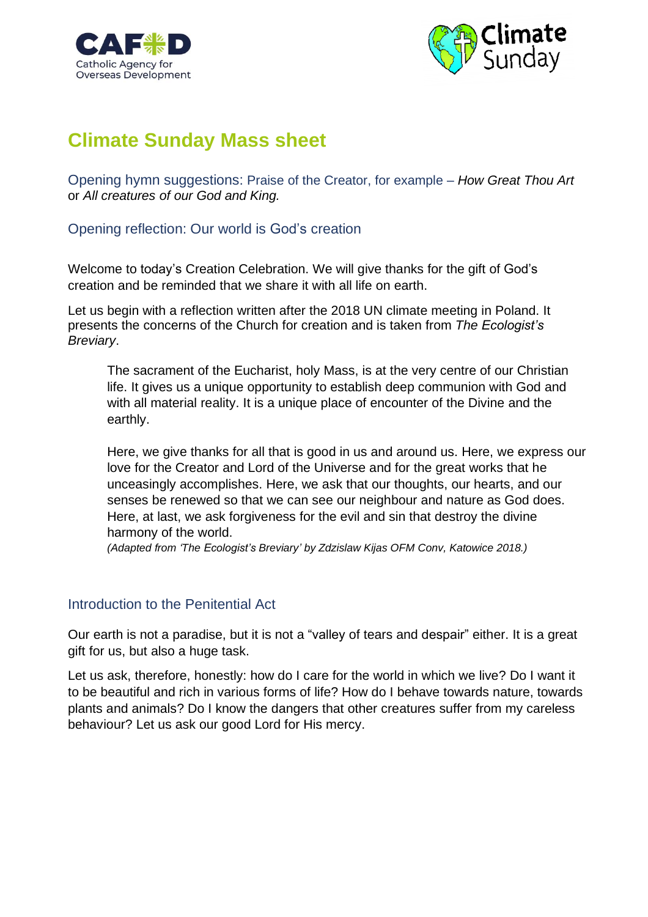# Climate Sunday Mass sheet

Opening hymn suggestions: Praise of the Creator, for example – *How Great Thou Art* or *All creatures of our God and King.*

## Opening reflection: Our world is God's creation

Welcome to today's Creation Celebration. We will give thanks for the gift of God's creation and be reminded that we share it with all life on earth.

Let us begin with a reflection written after the 2018 UN climate meeting in Poland. It presents the concerns of the Church for creation and is taken from *The Ecologist's Breviary*.

> The sacrament of the Eucharist, holy Mass, is at the very centre of our Christian life. It gives us a unique opportunity to establish deep communion with God and with all material reality. It is a unique place of encounter of the Divine and the earthly.
>
> Here, we give thanks for all that is good in us and around us. Here, we express our love for the Creator and Lord of the Universe and for the great works that he unceasingly accomplishes. Here, we ask that our thoughts, our hearts, and our senses be renewed so that we can see our neighbour and nature as God does. Here, at last, we ask forgiveness for the evil and sin that destroy the divine harmony of the world.
>
> *(Adapted from 'The Ecologist's Breviary' by Zdzislaw Kijas OFM Conv, Katowice 2018.)*

## Introduction to the Penitential Act

Our earth is not a paradise, but it is not a "valley of tears and despair" either. It is a great gift for us, but also a huge task.

Let us ask, therefore, honestly: how do I care for the world in which we live? Do I want it to be beautiful and rich in various forms of life? How do I behave towards nature, towards plants and animals? Do I know the dangers that other creatures suffer from my careless behaviour? Let us ask our good Lord for His mercy.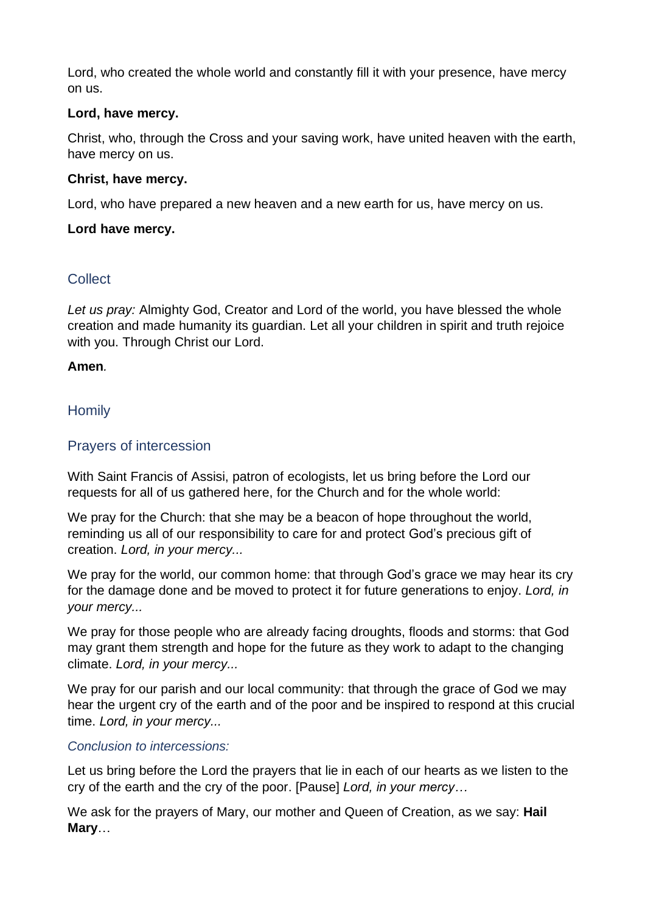Lord, who created the whole world and constantly fill it with your presence, have mercy on us.

**Lord, have mercy.**

Christ, who, through the Cross and your saving work, have united heaven with the earth, have mercy on us.

**Christ, have mercy.**

Lord, who have prepared a new heaven and a new earth for us, have mercy on us.

**Lord have mercy.**

## Collect

*Let us pray:* Almighty God, Creator and Lord of the world, you have blessed the whole creation and made humanity its guardian. Let all your children in spirit and truth rejoice with you. Through Christ our Lord.

**Amen***.*

## Homily

## Prayers of intercession

With Saint Francis of Assisi, patron of ecologists, let us bring before the Lord our requests for all of us gathered here, for the Church and for the whole world:

We pray for the Church: that she may be a beacon of hope throughout the world, reminding us all of our responsibility to care for and protect God's precious gift of creation. *Lord, in your mercy...*

We pray for the world, our common home: that through God's grace we may hear its cry for the damage done and be moved to protect it for future generations to enjoy. *Lord, in your mercy...*

We pray for those people who are already facing droughts, floods and storms: that God may grant them strength and hope for the future as they work to adapt to the changing climate. *Lord, in your mercy...*

We pray for our parish and our local community: that through the grace of God we may hear the urgent cry of the earth and of the poor and be inspired to respond at this crucial time. *Lord, in your mercy...*

### *Conclusion to intercessions:*

Let us bring before the Lord the prayers that lie in each of our hearts as we listen to the cry of the earth and the cry of the poor. [Pause] *Lord, in your mercy…*

We ask for the prayers of Mary, our mother and Queen of Creation, as we say: **Hail Mary**…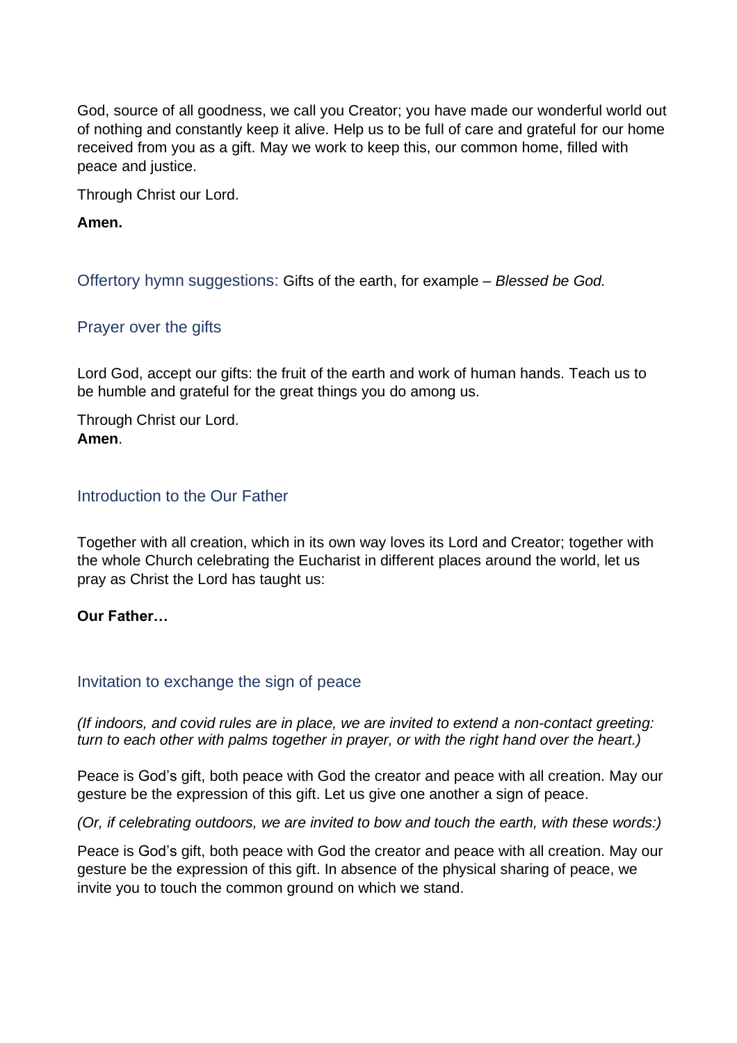God, source of all goodness, we call you Creator; you have made our wonderful world out of nothing and constantly keep it alive. Help us to be full of care and grateful for our home received from you as a gift. May we work to keep this, our common home, filled with peace and justice.

Through Christ our Lord.

**Amen.**

## Offertory hymn suggestions: Gifts of the earth, for example – *Blessed be God.*

## Prayer over the gifts

Lord God, accept our gifts: the fruit of the earth and work of human hands. Teach us to be humble and grateful for the great things you do among us.

Through Christ our Lord.
**Amen**.

## Introduction to the Our Father

Together with all creation, which in its own way loves its Lord and Creator; together with the whole Church celebrating the Eucharist in different places around the world, let us pray as Christ the Lord has taught us:

**Our Father…**

## Invitation to exchange the sign of peace

*(If indoors, and covid rules are in place, we are invited to extend a non-contact greeting: turn to each other with palms together in prayer, or with the right hand over the heart.)*

Peace is God's gift, both peace with God the creator and peace with all creation. May our gesture be the expression of this gift. Let us give one another a sign of peace.

*(Or, if celebrating outdoors, we are invited to bow and touch the earth, with these words:)*

Peace is God's gift, both peace with God the creator and peace with all creation. May our gesture be the expression of this gift. In absence of the physical sharing of peace, we invite you to touch the common ground on which we stand.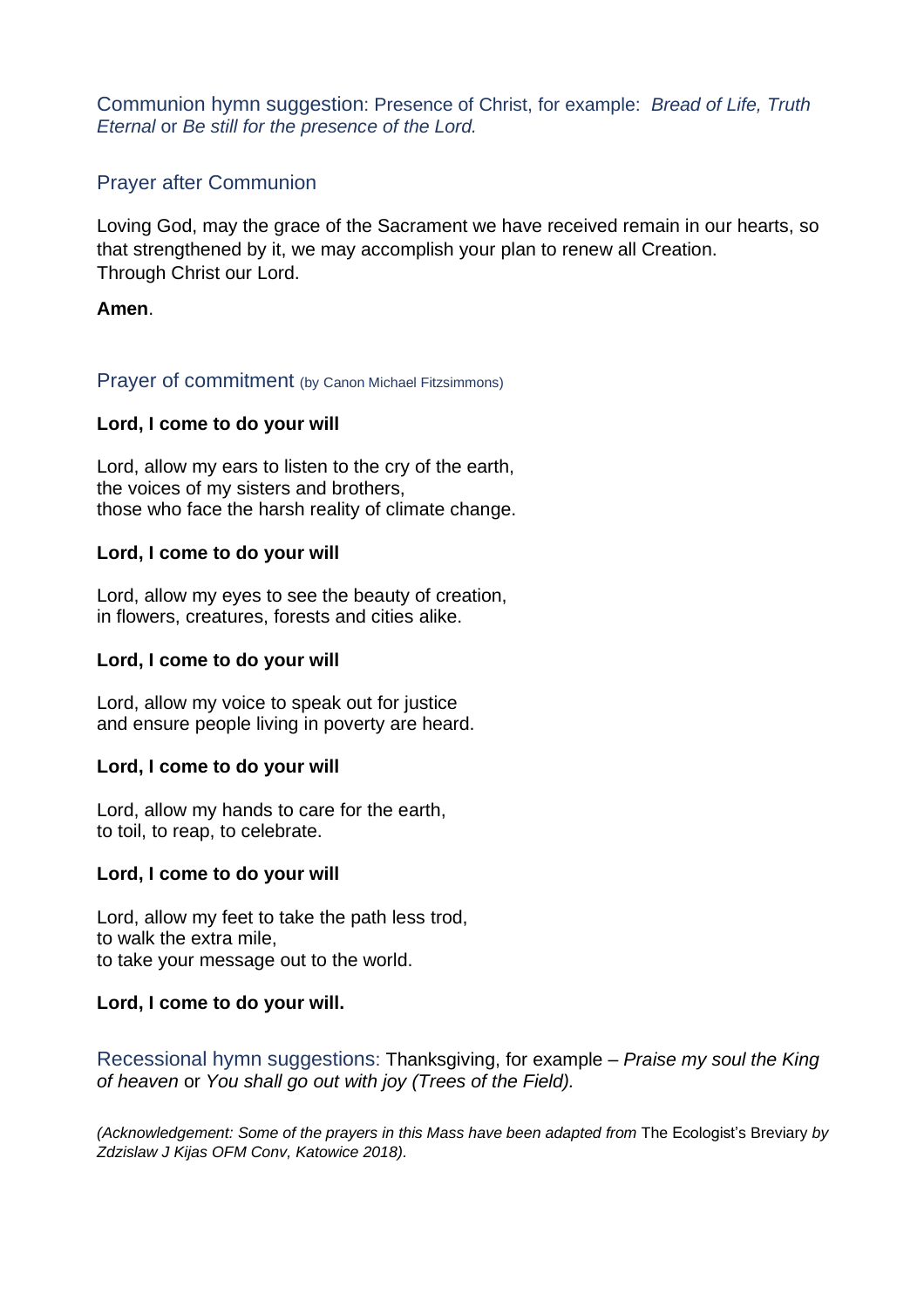## Communion hymn suggestion: Presence of Christ, for example: *Bread of Life, Truth Eternal* or *Be still for the presence of the Lord.*

## Prayer after Communion

Loving God, may the grace of the Sacrament we have received remain in our hearts, so that strengthened by it, we may accomplish your plan to renew all Creation.
Through Christ our Lord.

**Amen**.

## Prayer of commitment (by Canon Michael Fitzsimmons)

**Lord, I come to do your will**

Lord, allow my ears to listen to the cry of the earth,
the voices of my sisters and brothers,
those who face the harsh reality of climate change.

**Lord, I come to do your will**

Lord, allow my eyes to see the beauty of creation,
in flowers, creatures, forests and cities alike.

**Lord, I come to do your will**

Lord, allow my voice to speak out for justice
and ensure people living in poverty are heard.

**Lord, I come to do your will**

Lord, allow my hands to care for the earth,
to toil, to reap, to celebrate.

**Lord, I come to do your will**

Lord, allow my feet to take the path less trod,
to walk the extra mile,
to take your message out to the world.

**Lord, I come to do your will.**

## Recessional hymn suggestions: Thanksgiving, for example – *Praise my soul the King of heaven* or *You shall go out with joy (Trees of the Field).*

*(Acknowledgement: Some of the prayers in this Mass have been adapted from* The Ecologist's Breviary *by Zdzislaw J Kijas OFM Conv, Katowice 2018).*